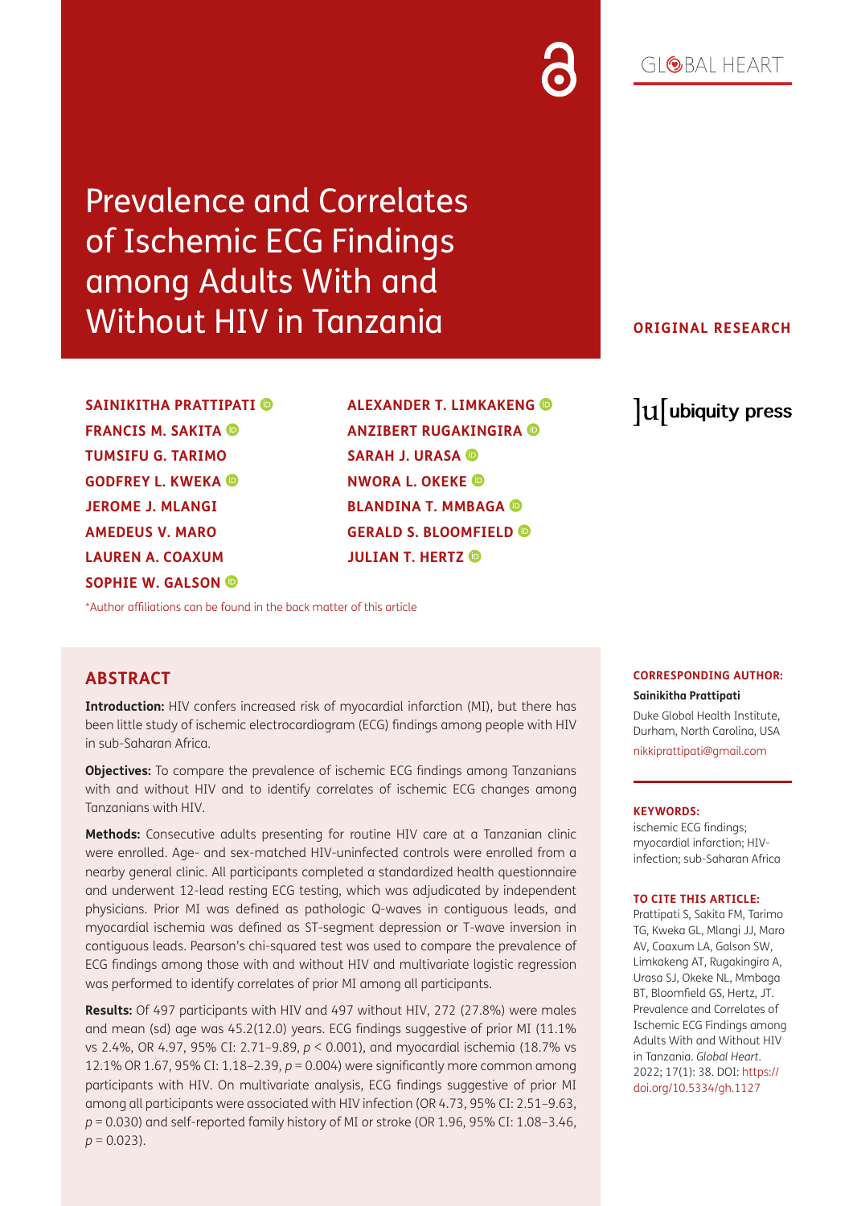# Prevalence and Correlates of Ischemic ECG Findings among Adults With and Without HIV in Tanzania

**ORIGINAL RESEARCH**

**SAINIKITHA PRATTIPATI**
**FRANCIS M. SAKITA**
**TUMSIFU G. TARIMO**
**GODFREY L. KWEKA**
**JEROME J. MLANGI**
**AMEDEUS V. MARO**
**LAUREN A. COAXUM**
**SOPHIE W. GALSON**
**ALEXANDER T. LIMKAKENG**
**ANZIBERT RUGAKINGIRA**
**SARAH J. URASA**
**NWORA L. OKEKE**
**BLANDINA T. MMBAGA**
**GERALD S. BLOOMFIELD**
**JULIAN T. HERTZ**

*Author affiliations can be found in the back matter of this article

## ABSTRACT

**Introduction:** HIV confers increased risk of myocardial infarction (MI), but there has been little study of ischemic electrocardiogram (ECG) findings among people with HIV in sub-Saharan Africa.

**Objectives:** To compare the prevalence of ischemic ECG findings among Tanzanians with and without HIV and to identify correlates of ischemic ECG changes among Tanzanians with HIV.

**Methods:** Consecutive adults presenting for routine HIV care at a Tanzanian clinic were enrolled. Age- and sex-matched HIV-uninfected controls were enrolled from a nearby general clinic. All participants completed a standardized health questionnaire and underwent 12-lead resting ECG testing, which was adjudicated by independent physicians. Prior MI was defined as pathologic Q-waves in contiguous leads, and myocardial ischemia was defined as ST-segment depression or T-wave inversion in contiguous leads. Pearson's chi-squared test was used to compare the prevalence of ECG findings among those with and without HIV and multivariate logistic regression was performed to identify correlates of prior MI among all participants.

**Results:** Of 497 participants with HIV and 497 without HIV, 272 (27.8%) were males and mean (sd) age was 45.2(12.0) years. ECG findings suggestive of prior MI (11.1% vs 2.4%, OR 4.97, 95% CI: 2.71–9.89, $p < 0.001$), and myocardial ischemia (18.7% vs 12.1% OR 1.67, 95% CI: 1.18–2.39, $p = 0.004$) were significantly more common among participants with HIV. On multivariate analysis, ECG findings suggestive of prior MI among all participants were associated with HIV infection (OR 4.73, 95% CI: 2.51–9.63, $p = 0.030$) and self-reported family history of MI or stroke (OR 1.96, 95% CI: 1.08–3.46, $p = 0.023$).

**CORRESPONDING AUTHOR:**

**Sainikitha Prattipati**

Duke Global Health Institute, Durham, North Carolina, USA

nikkiprattipati@gmail.com

**KEYWORDS:**

ischemic ECG findings; myocardial infarction; HIV-infection; sub-Saharan Africa

**TO CITE THIS ARTICLE:**

Prattipati S, Sakita FM, Tarimo TG, Kweka GL, Mlangi JJ, Maro AV, Coaxum LA, Galson SW, Limkakeng AT, Rugakingira A, Urasa SJ, Okeke NL, Mmbaga BT, Bloomfield GS, Hertz, JT. Prevalence and Correlates of Ischemic ECG Findings among Adults With and Without HIV in Tanzania. *Global Heart*. 2022; 17(1): 38. DOI: https://doi.org/10.5334/gh.1127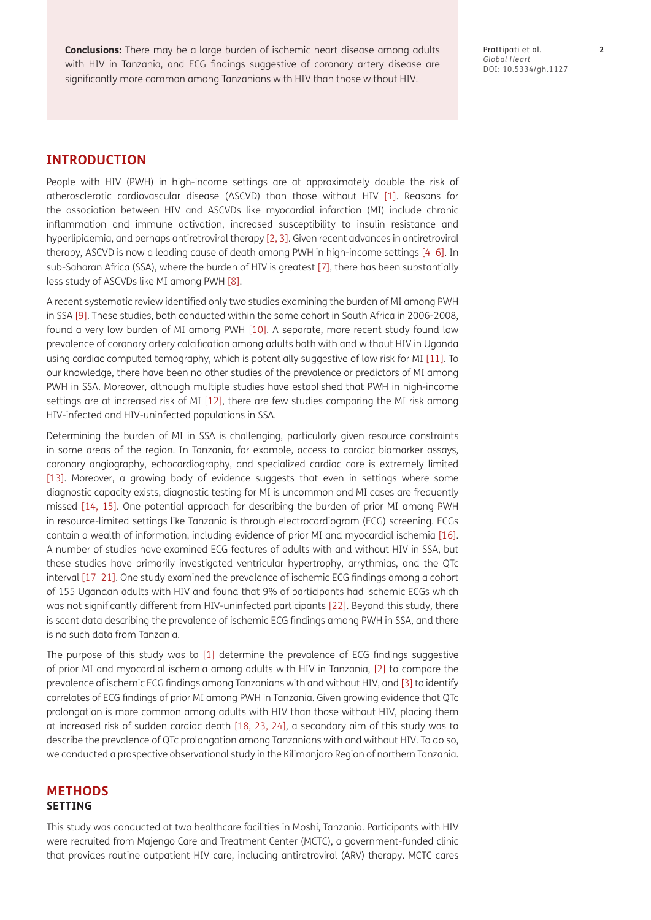**Conclusions:** There may be a large burden of ischemic heart disease among adults with HIV in Tanzania, and ECG findings suggestive of coronary artery disease are significantly more common among Tanzanians with HIV than those without HIV.

## INTRODUCTION

People with HIV (PWH) in high-income settings are at approximately double the risk of atherosclerotic cardiovascular disease (ASCVD) than those without HIV [1]. Reasons for the association between HIV and ASCVDs like myocardial infarction (MI) include chronic inflammation and immune activation, increased susceptibility to insulin resistance and hyperlipidemia, and perhaps antiretroviral therapy [2, 3]. Given recent advances in antiretroviral therapy, ASCVD is now a leading cause of death among PWH in high-income settings [4–6]. In sub-Saharan Africa (SSA), where the burden of HIV is greatest [7], there has been substantially less study of ASCVDs like MI among PWH [8].

A recent systematic review identified only two studies examining the burden of MI among PWH in SSA [9]. These studies, both conducted within the same cohort in South Africa in 2006-2008, found a very low burden of MI among PWH [10]. A separate, more recent study found low prevalence of coronary artery calcification among adults both with and without HIV in Uganda using cardiac computed tomography, which is potentially suggestive of low risk for MI [11]. To our knowledge, there have been no other studies of the prevalence or predictors of MI among PWH in SSA. Moreover, although multiple studies have established that PWH in high-income settings are at increased risk of MI [12], there are few studies comparing the MI risk among HIV-infected and HIV-uninfected populations in SSA.

Determining the burden of MI in SSA is challenging, particularly given resource constraints in some areas of the region. In Tanzania, for example, access to cardiac biomarker assays, coronary angiography, echocardiography, and specialized cardiac care is extremely limited [13]. Moreover, a growing body of evidence suggests that even in settings where some diagnostic capacity exists, diagnostic testing for MI is uncommon and MI cases are frequently missed [14, 15]. One potential approach for describing the burden of prior MI among PWH in resource-limited settings like Tanzania is through electrocardiogram (ECG) screening. ECGs contain a wealth of information, including evidence of prior MI and myocardial ischemia [16]. A number of studies have examined ECG features of adults with and without HIV in SSA, but these studies have primarily investigated ventricular hypertrophy, arrythmias, and the QTc interval [17–21]. One study examined the prevalence of ischemic ECG findings among a cohort of 155 Ugandan adults with HIV and found that 9% of participants had ischemic ECGs which was not significantly different from HIV-uninfected participants [22]. Beyond this study, there is scant data describing the prevalence of ischemic ECG findings among PWH in SSA, and there is no such data from Tanzania.

The purpose of this study was to [1] determine the prevalence of ECG findings suggestive of prior MI and myocardial ischemia among adults with HIV in Tanzania, [2] to compare the prevalence of ischemic ECG findings among Tanzanians with and without HIV, and [3] to identify correlates of ECG findings of prior MI among PWH in Tanzania. Given growing evidence that QTc prolongation is more common among adults with HIV than those without HIV, placing them at increased risk of sudden cardiac death [18, 23, 24], a secondary aim of this study was to describe the prevalence of QTc prolongation among Tanzanians with and without HIV. To do so, we conducted a prospective observational study in the Kilimanjaro Region of northern Tanzania.

## METHODS

### SETTING

This study was conducted at two healthcare facilities in Moshi, Tanzania. Participants with HIV were recruited from Majengo Care and Treatment Center (MCTC), a government-funded clinic that provides routine outpatient HIV care, including antiretroviral (ARV) therapy. MCTC cares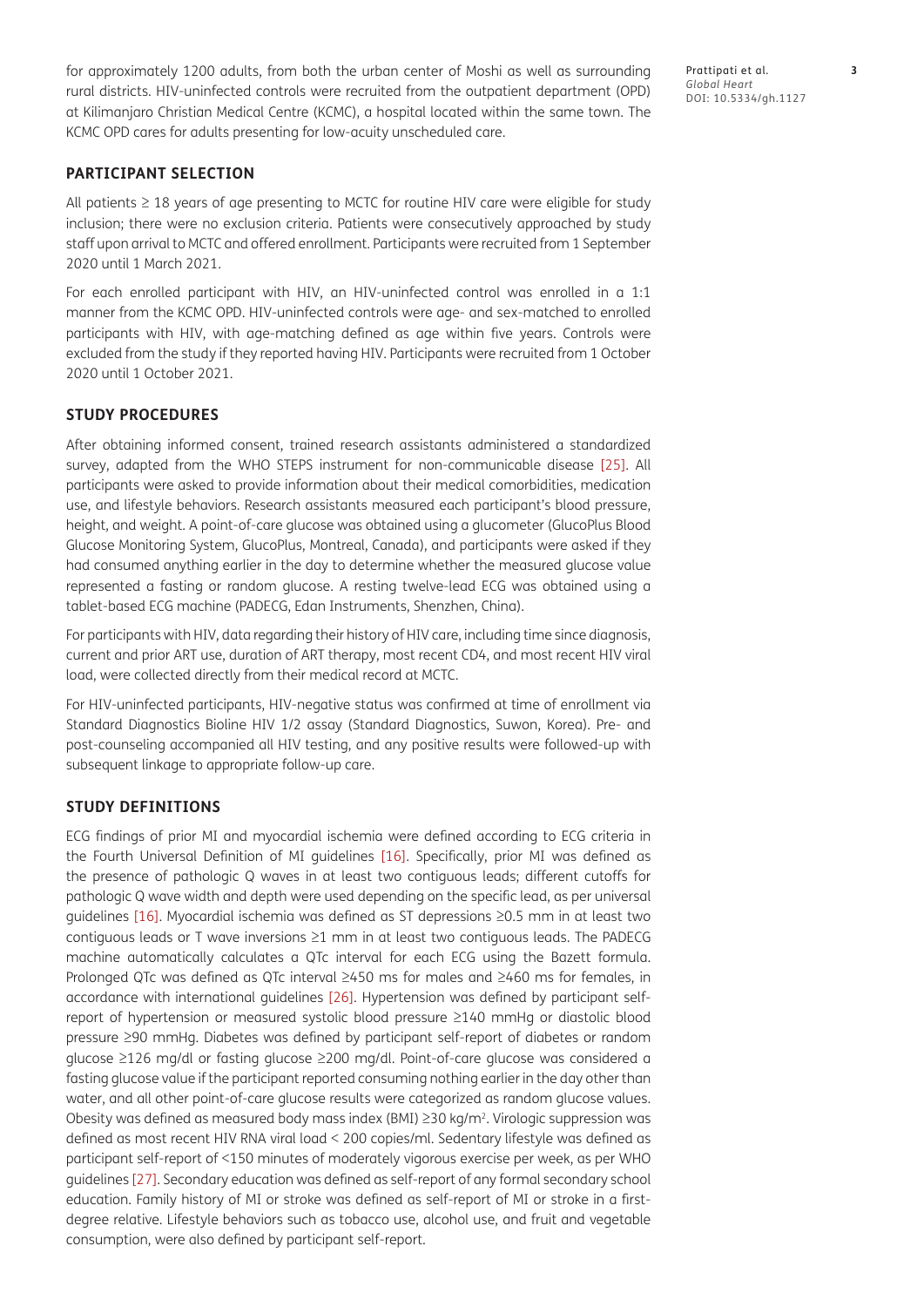for approximately 1200 adults, from both the urban center of Moshi as well as surrounding rural districts. HIV-uninfected controls were recruited from the outpatient department (OPD) at Kilimanjaro Christian Medical Centre (KCMC), a hospital located within the same town. The KCMC OPD cares for adults presenting for low-acuity unscheduled care.

## PARTICIPANT SELECTION

All patients ≥ 18 years of age presenting to MCTC for routine HIV care were eligible for study inclusion; there were no exclusion criteria. Patients were consecutively approached by study staff upon arrival to MCTC and offered enrollment. Participants were recruited from 1 September 2020 until 1 March 2021.

For each enrolled participant with HIV, an HIV-uninfected control was enrolled in a 1:1 manner from the KCMC OPD. HIV-uninfected controls were age- and sex-matched to enrolled participants with HIV, with age-matching defined as age within five years. Controls were excluded from the study if they reported having HIV. Participants were recruited from 1 October 2020 until 1 October 2021.

## STUDY PROCEDURES

After obtaining informed consent, trained research assistants administered a standardized survey, adapted from the WHO STEPS instrument for non-communicable disease [25]. All participants were asked to provide information about their medical comorbidities, medication use, and lifestyle behaviors. Research assistants measured each participant's blood pressure, height, and weight. A point-of-care glucose was obtained using a glucometer (GlucoPlus Blood Glucose Monitoring System, GlucoPlus, Montreal, Canada), and participants were asked if they had consumed anything earlier in the day to determine whether the measured glucose value represented a fasting or random glucose. A resting twelve-lead ECG was obtained using a tablet-based ECG machine (PADECG, Edan Instruments, Shenzhen, China).

For participants with HIV, data regarding their history of HIV care, including time since diagnosis, current and prior ART use, duration of ART therapy, most recent CD4, and most recent HIV viral load, were collected directly from their medical record at MCTC.

For HIV-uninfected participants, HIV-negative status was confirmed at time of enrollment via Standard Diagnostics Bioline HIV 1/2 assay (Standard Diagnostics, Suwon, Korea). Pre- and post-counseling accompanied all HIV testing, and any positive results were followed-up with subsequent linkage to appropriate follow-up care.

## STUDY DEFINITIONS

ECG findings of prior MI and myocardial ischemia were defined according to ECG criteria in the Fourth Universal Definition of MI guidelines [16]. Specifically, prior MI was defined as the presence of pathologic Q waves in at least two contiguous leads; different cutoffs for pathologic Q wave width and depth were used depending on the specific lead, as per universal guidelines [16]. Myocardial ischemia was defined as ST depressions ≥0.5 mm in at least two contiguous leads or T wave inversions ≥1 mm in at least two contiguous leads. The PADECG machine automatically calculates a QTc interval for each ECG using the Bazett formula. Prolonged QTc was defined as QTc interval ≥450 ms for males and ≥460 ms for females, in accordance with international guidelines [26]. Hypertension was defined by participant self-report of hypertension or measured systolic blood pressure ≥140 mmHg or diastolic blood pressure ≥90 mmHg. Diabetes was defined by participant self-report of diabetes or random glucose ≥126 mg/dl or fasting glucose ≥200 mg/dl. Point-of-care glucose was considered a fasting glucose value if the participant reported consuming nothing earlier in the day other than water, and all other point-of-care glucose results were categorized as random glucose values. Obesity was defined as measured body mass index (BMI) ≥30 kg/m$^2$. Virologic suppression was defined as most recent HIV RNA viral load < 200 copies/ml. Sedentary lifestyle was defined as participant self-report of <150 minutes of moderately vigorous exercise per week, as per WHO guidelines [27]. Secondary education was defined as self-report of any formal secondary school education. Family history of MI or stroke was defined as self-report of MI or stroke in a first-degree relative. Lifestyle behaviors such as tobacco use, alcohol use, and fruit and vegetable consumption, were also defined by participant self-report.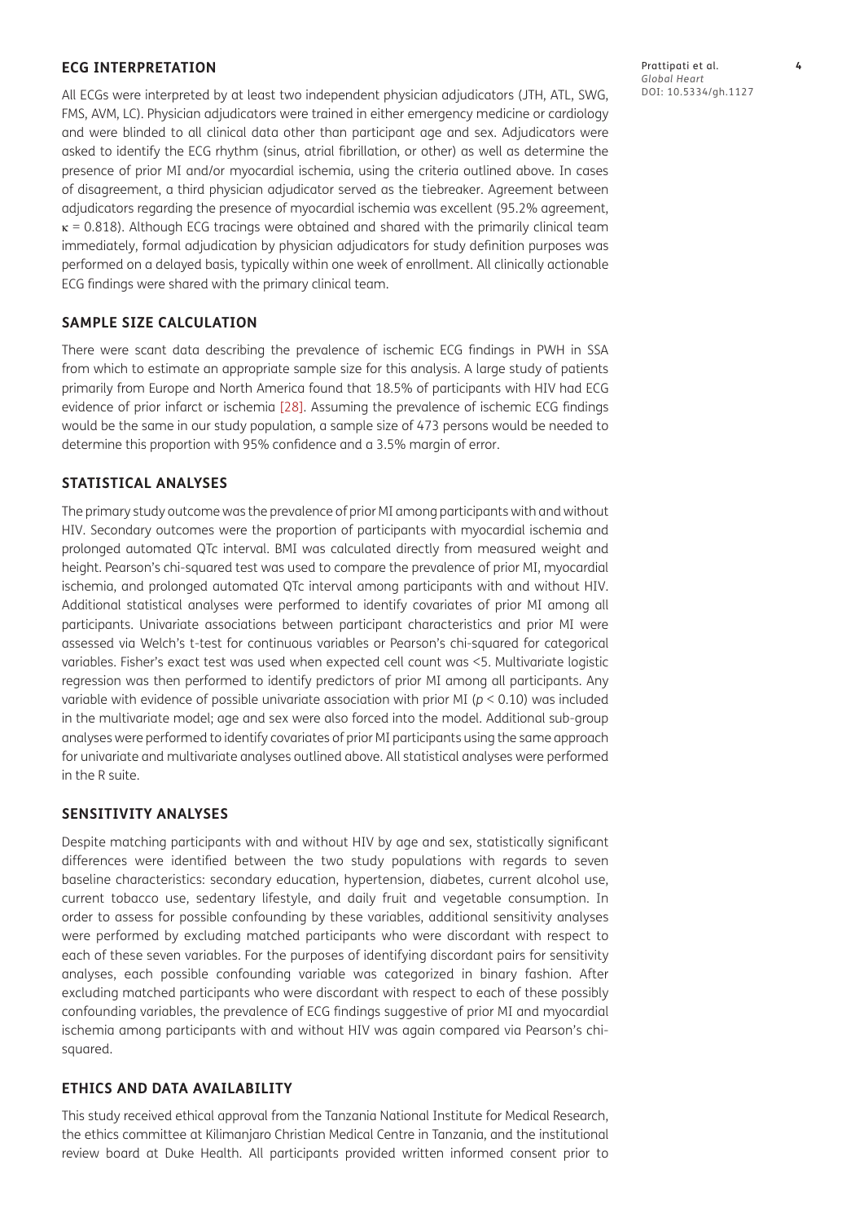## ECG INTERPRETATION

All ECGs were interpreted by at least two independent physician adjudicators (JTH, ATL, SWG, FMS, AVM, LC). Physician adjudicators were trained in either emergency medicine or cardiology and were blinded to all clinical data other than participant age and sex. Adjudicators were asked to identify the ECG rhythm (sinus, atrial fibrillation, or other) as well as determine the presence of prior MI and/or myocardial ischemia, using the criteria outlined above. In cases of disagreement, a third physician adjudicator served as the tiebreaker. Agreement between adjudicators regarding the presence of myocardial ischemia was excellent (95.2% agreement, $\kappa = 0.818$). Although ECG tracings were obtained and shared with the primarily clinical team immediately, formal adjudication by physician adjudicators for study definition purposes was performed on a delayed basis, typically within one week of enrollment. All clinically actionable ECG findings were shared with the primary clinical team.

## SAMPLE SIZE CALCULATION

There were scant data describing the prevalence of ischemic ECG findings in PWH in SSA from which to estimate an appropriate sample size for this analysis. A large study of patients primarily from Europe and North America found that 18.5% of participants with HIV had ECG evidence of prior infarct or ischemia [28]. Assuming the prevalence of ischemic ECG findings would be the same in our study population, a sample size of 473 persons would be needed to determine this proportion with 95% confidence and a 3.5% margin of error.

## STATISTICAL ANALYSES

The primary study outcome was the prevalence of prior MI among participants with and without HIV. Secondary outcomes were the proportion of participants with myocardial ischemia and prolonged automated QTc interval. BMI was calculated directly from measured weight and height. Pearson's chi-squared test was used to compare the prevalence of prior MI, myocardial ischemia, and prolonged automated QTc interval among participants with and without HIV. Additional statistical analyses were performed to identify covariates of prior MI among all participants. Univariate associations between participant characteristics and prior MI were assessed via Welch's t-test for continuous variables or Pearson's chi-squared for categorical variables. Fisher's exact test was used when expected cell count was <5. Multivariate logistic regression was then performed to identify predictors of prior MI among all participants. Any variable with evidence of possible univariate association with prior MI ($p < 0.10$) was included in the multivariate model; age and sex were also forced into the model. Additional sub-group analyses were performed to identify covariates of prior MI participants using the same approach for univariate and multivariate analyses outlined above. All statistical analyses were performed in the R suite.

## SENSITIVITY ANALYSES

Despite matching participants with and without HIV by age and sex, statistically significant differences were identified between the two study populations with regards to seven baseline characteristics: secondary education, hypertension, diabetes, current alcohol use, current tobacco use, sedentary lifestyle, and daily fruit and vegetable consumption. In order to assess for possible confounding by these variables, additional sensitivity analyses were performed by excluding matched participants who were discordant with respect to each of these seven variables. For the purposes of identifying discordant pairs for sensitivity analyses, each possible confounding variable was categorized in binary fashion. After excluding matched participants who were discordant with respect to each of these possibly confounding variables, the prevalence of ECG findings suggestive of prior MI and myocardial ischemia among participants with and without HIV was again compared via Pearson's chi-squared.

## ETHICS AND DATA AVAILABILITY

This study received ethical approval from the Tanzania National Institute for Medical Research, the ethics committee at Kilimanjaro Christian Medical Centre in Tanzania, and the institutional review board at Duke Health. All participants provided written informed consent prior to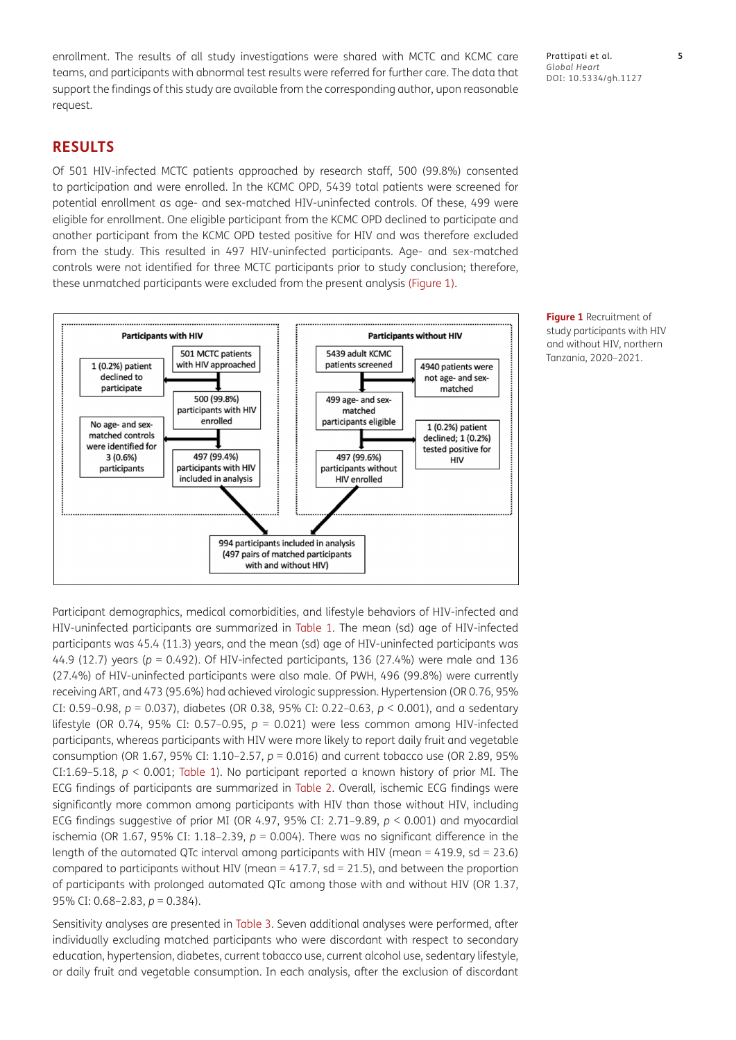enrollment. The results of all study investigations were shared with MCTC and KCMC care teams, and participants with abnormal test results were referred for further care. The data that support the findings of this study are available from the corresponding author, upon reasonable request.

## RESULTS

Of 501 HIV-infected MCTC patients approached by research staff, 500 (99.8%) consented to participation and were enrolled. In the KCMC OPD, 5439 total patients were screened for potential enrollment as age- and sex-matched HIV-uninfected controls. Of these, 499 were eligible for enrollment. One eligible participant from the KCMC OPD declined to participate and another participant from the KCMC OPD tested positive for HIV and was therefore excluded from the study. This resulted in 497 HIV-uninfected participants. Age- and sex-matched controls were not identified for three MCTC participants prior to study conclusion; therefore, these unmatched participants were excluded from the present analysis (Figure 1).

Participants with HIV: 501 MCTC patients with HIV approached → 1 (0.2%) patient declined to participate → 500 (99.8%) participants with HIV enrolled → No age- and sex-matched controls were identified for 3 (0.6%) participants → 497 (99.4%) participants with HIV included in analysis

Participants without HIV: 5439 adult KCMC patients screened → 4940 patients were not age- and sex-matched → 499 age- and sex-matched participants eligible → 1 (0.2%) patient declined; 1 (0.2%) tested positive for HIV → 497 (99.6%) participants without HIV enrolled

994 participants included in analysis (497 pairs of matched participants with and without HIV)

**Figure 1** Recruitment of study participants with HIV and without HIV, northern Tanzania, 2020–2021.

Participant demographics, medical comorbidities, and lifestyle behaviors of HIV-infected and HIV-uninfected participants are summarized in Table 1. The mean (sd) age of HIV-infected participants was 45.4 (11.3) years, and the mean (sd) age of HIV-uninfected participants was 44.9 (12.7) years ($p$ = 0.492). Of HIV-infected participants, 136 (27.4%) were male and 136 (27.4%) of HIV-uninfected participants were also male. Of PWH, 496 (99.8%) were currently receiving ART, and 473 (95.6%) had achieved virologic suppression. Hypertension (OR 0.76, 95% CI: 0.59–0.98, $p$ = 0.037), diabetes (OR 0.38, 95% CI: 0.22–0.63, $p$ < 0.001), and a sedentary lifestyle (OR 0.74, 95% CI: 0.57–0.95, $p$ = 0.021) were less common among HIV-infected participants, whereas participants with HIV were more likely to report daily fruit and vegetable consumption (OR 1.67, 95% CI: 1.10–2.57, $p$ = 0.016) and current tobacco use (OR 2.89, 95% CI:1.69–5.18, $p$ < 0.001; Table 1). No participant reported a known history of prior MI. The ECG findings of participants are summarized in Table 2. Overall, ischemic ECG findings were significantly more common among participants with HIV than those without HIV, including ECG findings suggestive of prior MI (OR 4.97, 95% CI: 2.71–9.89, $p$ < 0.001) and myocardial ischemia (OR 1.67, 95% CI: 1.18–2.39, $p$ = 0.004). There was no significant difference in the length of the automated QTc interval among participants with HIV (mean = 419.9, sd = 23.6) compared to participants without HIV (mean = 417.7, sd = 21.5), and between the proportion of participants with prolonged automated QTc among those with and without HIV (OR 1.37, 95% CI: 0.68–2.83, $p$ = 0.384).

Sensitivity analyses are presented in Table 3. Seven additional analyses were performed, after individually excluding matched participants who were discordant with respect to secondary education, hypertension, diabetes, current tobacco use, current alcohol use, sedentary lifestyle, or daily fruit and vegetable consumption. In each analysis, after the exclusion of discordant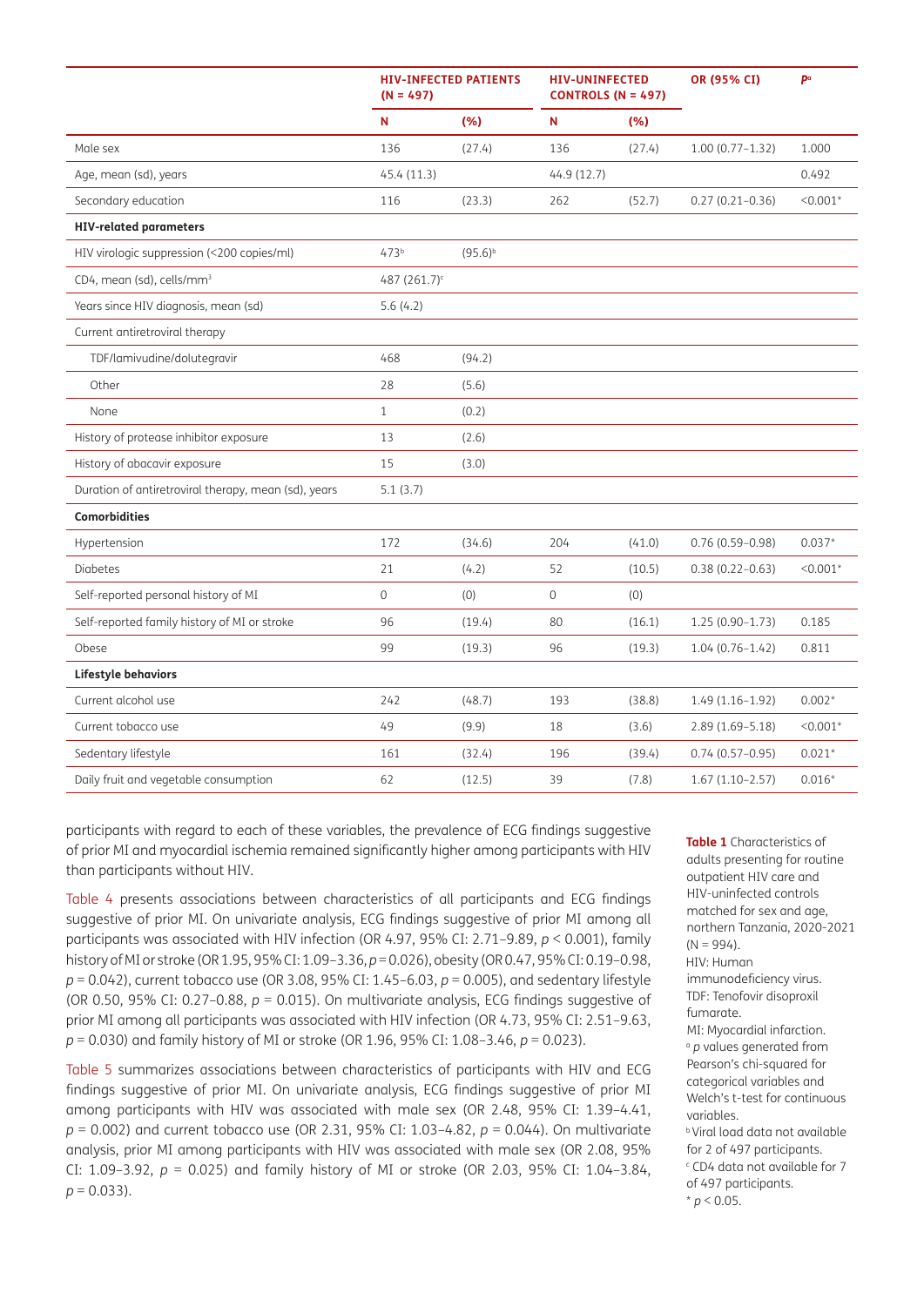| | HIV-INFECTED PATIENTS (N = 497) | | HIV-UNINFECTED CONTROLS (N = 497) | | OR (95% CI) | P[a] |
|---|---|---|---|---|---|---|
| | N | (%) | N | (%) | | |
| Male sex | 136 | (27.4) | 136 | (27.4) | 1.00 (0.77–1.32) | 1.000 |
| Age, mean (sd), years | 45.4 (11.3) | | 44.9 (12.7) | | | 0.492 |
| Secondary education | 116 | (23.3) | 262 | (52.7) | 0.27 (0.21–0.36) | <0.001* |
| **HIV-related parameters** | | | | | | |
| HIV virologic suppression (<200 copies/ml) | 473[b] | (95.6)[b] | | | | |
| CD4, mean (sd), cells/mm³ | 487 (261.7)[c] | | | | | |
| Years since HIV diagnosis, mean (sd) | 5.6 (4.2) | | | | | |
| Current antiretroviral therapy | | | | | | |
| TDF/lamivudine/dolutegravir | 468 | (94.2) | | | | |
| Other | 28 | (5.6) | | | | |
| None | 1 | (0.2) | | | | |
| History of protease inhibitor exposure | 13 | (2.6) | | | | |
| History of abacavir exposure | 15 | (3.0) | | | | |
| Duration of antiretroviral therapy, mean (sd), years | 5.1 (3.7) | | | | | |
| **Comorbidities** | | | | | | |
| Hypertension | 172 | (34.6) | 204 | (41.0) | 0.76 (0.59–0.98) | 0.037* |
| Diabetes | 21 | (4.2) | 52 | (10.5) | 0.38 (0.22–0.63) | <0.001* |
| Self-reported personal history of MI | 0 | (0) | 0 | (0) | | |
| Self-reported family history of MI or stroke | 96 | (19.4) | 80 | (16.1) | 1.25 (0.90–1.73) | 0.185 |
| Obese | 99 | (19.3) | 96 | (19.3) | 1.04 (0.76–1.42) | 0.811 |
| **Lifestyle behaviors** | | | | | | |
| Current alcohol use | 242 | (48.7) | 193 | (38.8) | 1.49 (1.16–1.92) | 0.002* |
| Current tobacco use | 49 | (9.9) | 18 | (3.6) | 2.89 (1.69–5.18) | <0.001* |
| Sedentary lifestyle | 161 | (32.4) | 196 | (39.4) | 0.74 (0.57–0.95) | 0.021* |
| Daily fruit and vegetable consumption | 62 | (12.5) | 39 | (7.8) | 1.67 (1.10–2.57) | 0.016* |

**Table 1** Characteristics of adults presenting for routine outpatient HIV care and HIV-uninfected controls matched for sex and age, northern Tanzania, 2020-2021 (N = 994).
HIV: Human immunodeficiency virus.
TDF: Tenofovir disoproxil fumarate.
MI: Myocardial infarction.
[a] *p* values generated from Pearson's chi-squared for categorical variables and Welch's t-test for continuous variables.
[b] Viral load data not available for 2 of 497 participants.
[c] CD4 data not available for 7 of 497 participants.
* $p < 0.05$.

participants with regard to each of these variables, the prevalence of ECG findings suggestive of prior MI and myocardial ischemia remained significantly higher among participants with HIV than participants without HIV.

Table 4 presents associations between characteristics of all participants and ECG findings suggestive of prior MI. On univariate analysis, ECG findings suggestive of prior MI among all participants was associated with HIV infection (OR 4.97, 95% CI: 2.71–9.89, $p < 0.001$), family history of MI or stroke (OR 1.95, 95% CI: 1.09–3.36, $p = 0.026$), obesity (OR 0.47, 95% CI: 0.19–0.98, $p = 0.042$), current tobacco use (OR 3.08, 95% CI: 1.45–6.03, $p = 0.005$), and sedentary lifestyle (OR 0.50, 95% CI: 0.27–0.88, $p = 0.015$). On multivariate analysis, ECG findings suggestive of prior MI among all participants was associated with HIV infection (OR 4.73, 95% CI: 2.51–9.63, $p = 0.030$) and family history of MI or stroke (OR 1.96, 95% CI: 1.08–3.46, $p = 0.023$).

Table 5 summarizes associations between characteristics of participants with HIV and ECG findings suggestive of prior MI. On univariate analysis, ECG findings suggestive of prior MI among participants with HIV was associated with male sex (OR 2.48, 95% CI: 1.39–4.41, $p = 0.002$) and current tobacco use (OR 2.31, 95% CI: 1.03–4.82, $p = 0.044$). On multivariate analysis, prior MI among participants with HIV was associated with male sex (OR 2.08, 95% CI: 1.09–3.92, $p = 0.025$) and family history of MI or stroke (OR 2.03, 95% CI: 1.04–3.84, $p = 0.033$).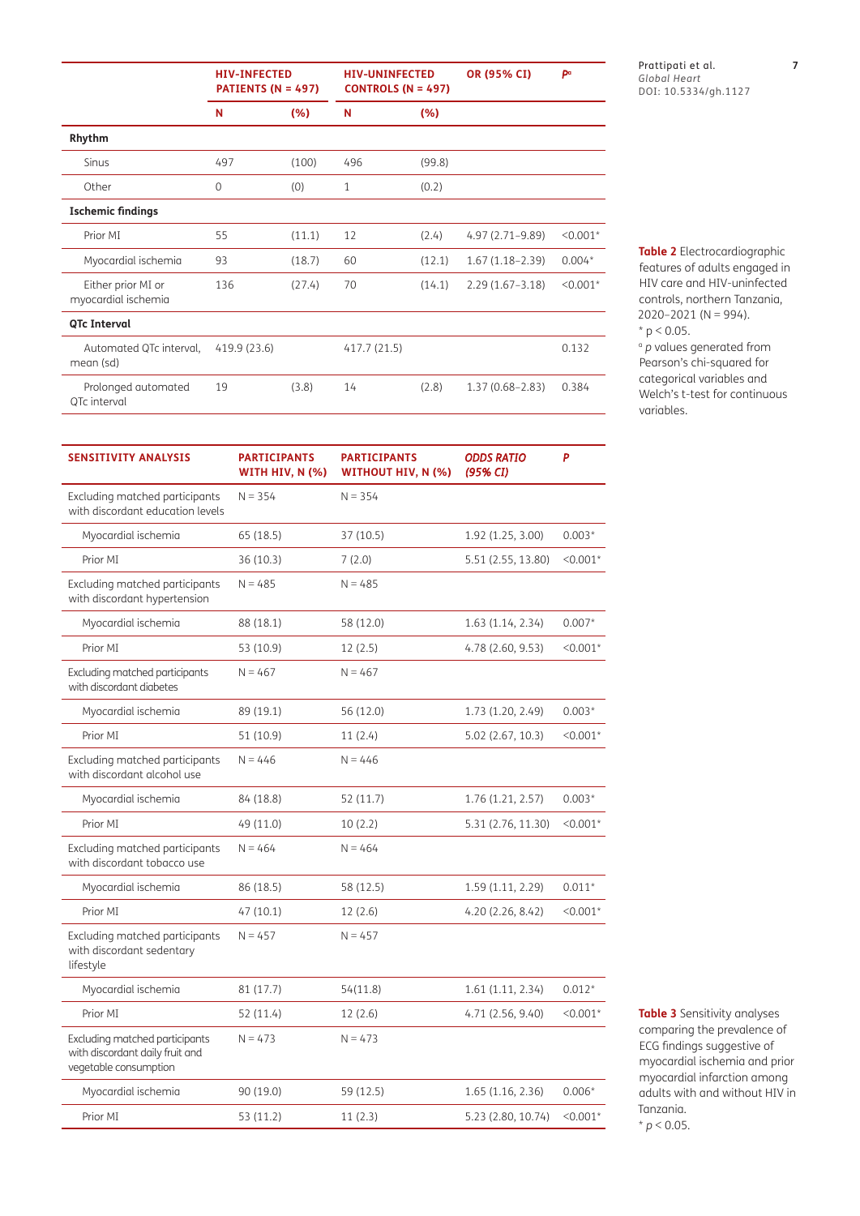| | HIV-INFECTED PATIENTS (N = 497) | | HIV-UNINFECTED CONTROLS (N = 497) | | OR (95% CI) | P[a] |
|---|---|---|---|---|---|---|
| | N | (%) | N | (%) | | |
| **Rhythm** | | | | | | |
| Sinus | 497 | (100) | 496 | (99.8) | | |
| Other | 0 | (0) | 1 | (0.2) | | |
| **Ischemic findings** | | | | | | |
| Prior MI | 55 | (11.1) | 12 | (2.4) | 4.97 (2.71–9.89) | <0.001* |
| Myocardial ischemia | 93 | (18.7) | 60 | (12.1) | 1.67 (1.18–2.39) | 0.004* |
| Either prior MI or myocardial ischemia | 136 | (27.4) | 70 | (14.1) | 2.29 (1.67–3.18) | <0.001* |
| **QTc Interval** | | | | | | |
| Automated QTc interval, mean (sd) | 419.9 (23.6) | | 417.7 (21.5) | | | 0.132 |
| Prolonged automated QTc interval | 19 | (3.8) | 14 | (2.8) | 1.37 (0.68–2.83) | 0.384 |

**Table 2** Electrocardiographic features of adults engaged in HIV care and HIV-uninfected controls, northern Tanzania, 2020–2021 (N = 994).
* $p < 0.05$.
[a] *p* values generated from Pearson's chi-squared for categorical variables and Welch's t-test for continuous variables.

| SENSITIVITY ANALYSIS | PARTICIPANTS WITH HIV, N (%) | PARTICIPANTS WITHOUT HIV, N (%) | *ODDS RATIO (95% CI)* | P |
|---|---|---|---|---|
| Excluding matched participants with discordant education levels | N = 354 | N = 354 | | |
| Myocardial ischemia | 65 (18.5) | 37 (10.5) | 1.92 (1.25, 3.00) | 0.003* |
| Prior MI | 36 (10.3) | 7 (2.0) | 5.51 (2.55, 13.80) | <0.001* |
| Excluding matched participants with discordant hypertension | N = 485 | N = 485 | | |
| Myocardial ischemia | 88 (18.1) | 58 (12.0) | 1.63 (1.14, 2.34) | 0.007* |
| Prior MI | 53 (10.9) | 12 (2.5) | 4.78 (2.60, 9.53) | <0.001* |
| Excluding matched participants with discordant diabetes | N = 467 | N = 467 | | |
| Myocardial ischemia | 89 (19.1) | 56 (12.0) | 1.73 (1.20, 2.49) | 0.003* |
| Prior MI | 51 (10.9) | 11 (2.4) | 5.02 (2.67, 10.3) | <0.001* |
| Excluding matched participants with discordant alcohol use | N = 446 | N = 446 | | |
| Myocardial ischemia | 84 (18.8) | 52 (11.7) | 1.76 (1.21, 2.57) | 0.003* |
| Prior MI | 49 (11.0) | 10 (2.2) | 5.31 (2.76, 11.30) | <0.001* |
| Excluding matched participants with discordant tobacco use | N = 464 | N = 464 | | |
| Myocardial ischemia | 86 (18.5) | 58 (12.5) | 1.59 (1.11, 2.29) | 0.011* |
| Prior MI | 47 (10.1) | 12 (2.6) | 4.20 (2.26, 8.42) | <0.001* |
| Excluding matched participants with discordant sedentary lifestyle | N = 457 | N = 457 | | |
| Myocardial ischemia | 81 (17.7) | 54(11.8) | 1.61 (1.11, 2.34) | 0.012* |
| Prior MI | 52 (11.4) | 12 (2.6) | 4.71 (2.56, 9.40) | <0.001* |
| Excluding matched participants with discordant daily fruit and vegetable consumption | N = 473 | N = 473 | | |
| Myocardial ischemia | 90 (19.0) | 59 (12.5) | 1.65 (1.16, 2.36) | 0.006* |
| Prior MI | 53 (11.2) | 11 (2.3) | 5.23 (2.80, 10.74) | <0.001* |

**Table 3** Sensitivity analyses comparing the prevalence of ECG findings suggestive of myocardial ischemia and prior myocardial infarction among adults with and without HIV in Tanzania.
* $p < 0.05$.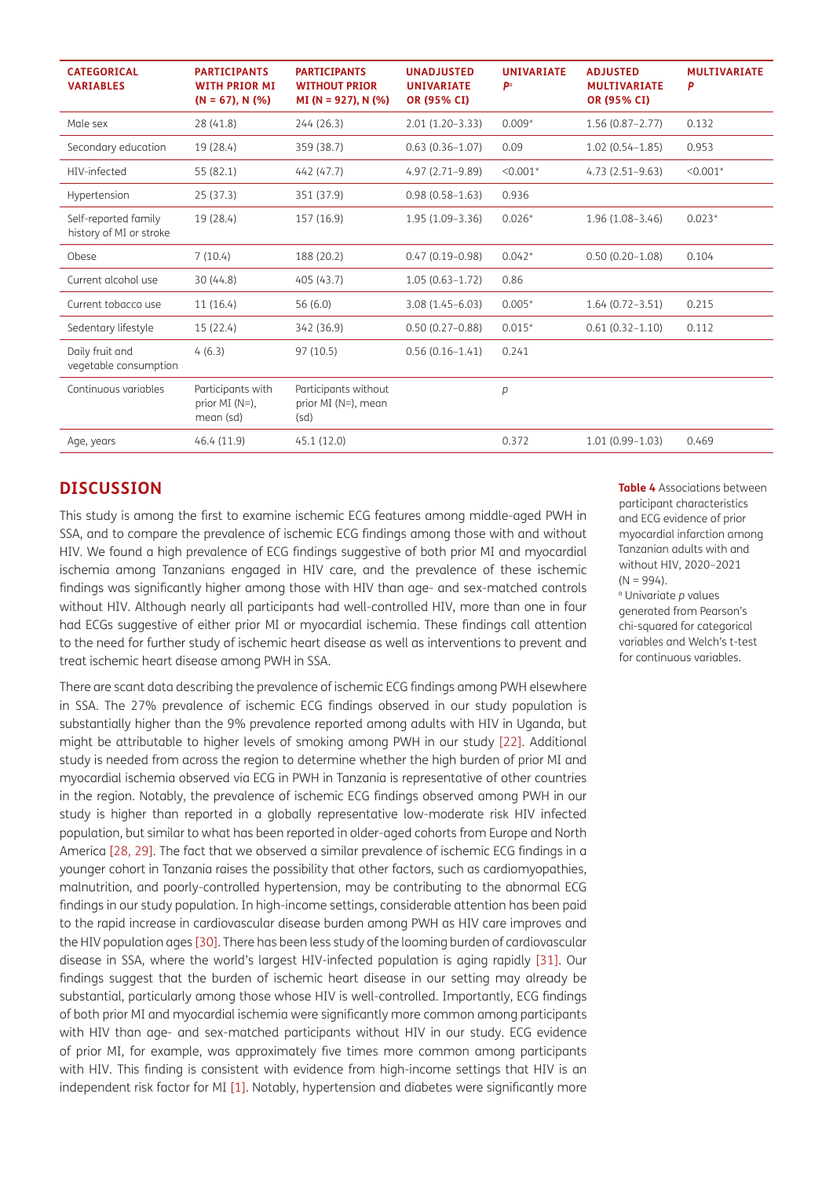| CATEGORICAL VARIABLES | PARTICIPANTS WITH PRIOR MI (N = 67), N (%) | PARTICIPANTS WITHOUT PRIOR MI (N = 927), N (%) | UNADJUSTED UNIVARIATE OR (95% CI) | UNIVARIATE *P*[a] | ADJUSTED MULTIVARIATE OR (95% CI) | MULTIVARIATE *P* |
|---|---|---|---|---|---|---|
| Male sex | 28 (41.8) | 244 (26.3) | 2.01 (1.20–3.33) | 0.009* | 1.56 (0.87–2.77) | 0.132 |
| Secondary education | 19 (28.4) | 359 (38.7) | 0.63 (0.36–1.07) | 0.09 | 1.02 (0.54–1.85) | 0.953 |
| HIV-infected | 55 (82.1) | 442 (47.7) | 4.97 (2.71–9.89) | <0.001* | 4.73 (2.51–9.63) | <0.001* |
| Hypertension | 25 (37.3) | 351 (37.9) | 0.98 (0.58–1.63) | 0.936 | | |
| Self-reported family history of MI or stroke | 19 (28.4) | 157 (16.9) | 1.95 (1.09–3.36) | 0.026* | 1.96 (1.08–3.46) | 0.023* |
| Obese | 7 (10.4) | 188 (20.2) | 0.47 (0.19–0.98) | 0.042* | 0.50 (0.20–1.08) | 0.104 |
| Current alcohol use | 30 (44.8) | 405 (43.7) | 1.05 (0.63–1.72) | 0.86 | | |
| Current tobacco use | 11 (16.4) | 56 (6.0) | 3.08 (1.45–6.03) | 0.005* | 1.64 (0.72–3.51) | 0.215 |
| Sedentary lifestyle | 15 (22.4) | 342 (36.9) | 0.50 (0.27–0.88) | 0.015* | 0.61 (0.32–1.10) | 0.112 |
| Daily fruit and vegetable consumption | 4 (6.3) | 97 (10.5) | 0.56 (0.16–1.41) | 0.241 | | |
| Continuous variables | Participants with prior MI (N=), mean (sd) | Participants without prior MI (N=), mean (sd) | | *p* | | |
| Age, years | 46.4 (11.9) | 45.1 (12.0) | | 0.372 | 1.01 (0.99–1.03) | 0.469 |

**Table 4** Associations between participant characteristics and ECG evidence of prior myocardial infarction among Tanzanian adults with and without HIV, 2020–2021 (N = 994).
[a] Univariate *p* values generated from Pearson's chi-squared for categorical variables and Welch's t-test for continuous variables.

## DISCUSSION

This study is among the first to examine ischemic ECG features among middle-aged PWH in SSA, and to compare the prevalence of ischemic ECG findings among those with and without HIV. We found a high prevalence of ECG findings suggestive of both prior MI and myocardial ischemia among Tanzanians engaged in HIV care, and the prevalence of these ischemic findings was significantly higher among those with HIV than age- and sex-matched controls without HIV. Although nearly all participants had well-controlled HIV, more than one in four had ECGs suggestive of either prior MI or myocardial ischemia. These findings call attention to the need for further study of ischemic heart disease as well as interventions to prevent and treat ischemic heart disease among PWH in SSA.

There are scant data describing the prevalence of ischemic ECG findings among PWH elsewhere in SSA. The 27% prevalence of ischemic ECG findings observed in our study population is substantially higher than the 9% prevalence reported among adults with HIV in Uganda, but might be attributable to higher levels of smoking among PWH in our study [22]. Additional study is needed from across the region to determine whether the high burden of prior MI and myocardial ischemia observed via ECG in PWH in Tanzania is representative of other countries in the region. Notably, the prevalence of ischemic ECG findings observed among PWH in our study is higher than reported in a globally representative low-moderate risk HIV infected population, but similar to what has been reported in older-aged cohorts from Europe and North America [28, 29]. The fact that we observed a similar prevalence of ischemic ECG findings in a younger cohort in Tanzania raises the possibility that other factors, such as cardiomyopathies, malnutrition, and poorly-controlled hypertension, may be contributing to the abnormal ECG findings in our study population. In high-income settings, considerable attention has been paid to the rapid increase in cardiovascular disease burden among PWH as HIV care improves and the HIV population ages [30]. There has been less study of the looming burden of cardiovascular disease in SSA, where the world's largest HIV-infected population is aging rapidly [31]. Our findings suggest that the burden of ischemic heart disease in our setting may already be substantial, particularly among those whose HIV is well-controlled. Importantly, ECG findings of both prior MI and myocardial ischemia were significantly more common among participants with HIV than age- and sex-matched participants without HIV in our study. ECG evidence of prior MI, for example, was approximately five times more common among participants with HIV. This finding is consistent with evidence from high-income settings that HIV is an independent risk factor for MI [1]. Notably, hypertension and diabetes were significantly more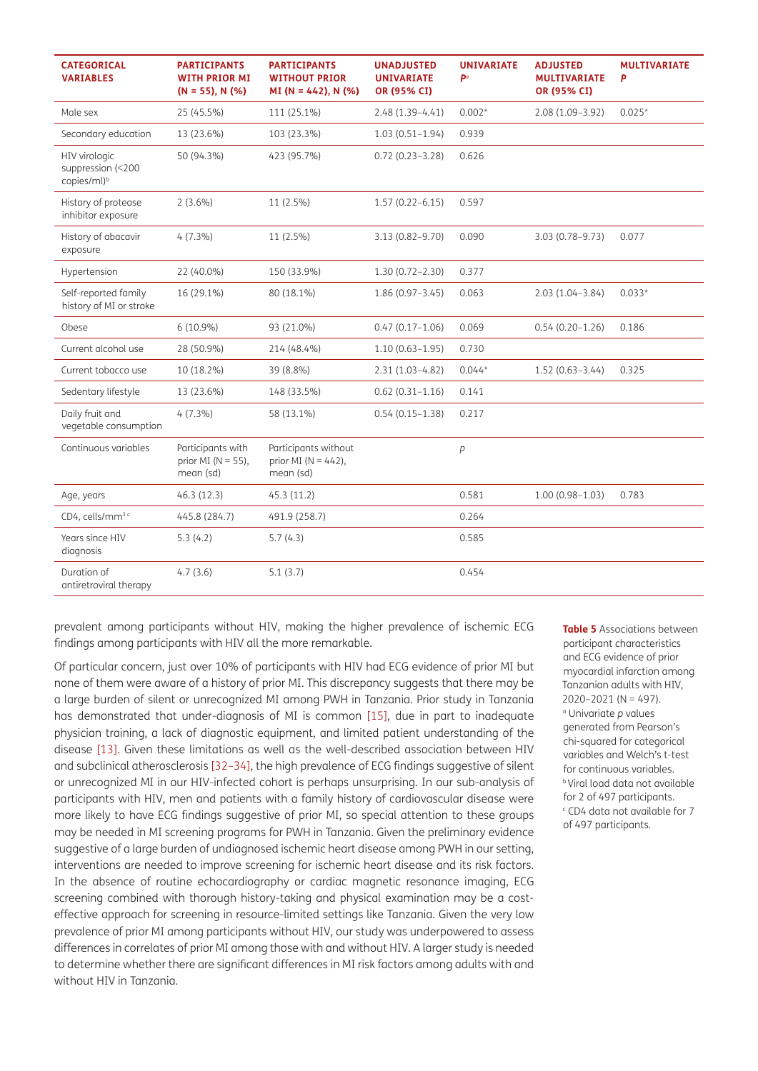| CATEGORICAL VARIABLES | PARTICIPANTS WITH PRIOR MI (N = 55), N (%) | PARTICIPANTS WITHOUT PRIOR MI (N = 442), N (%) | UNADJUSTED UNIVARIATE OR (95% CI) | UNIVARIATE P[a] | ADJUSTED MULTIVARIATE OR (95% CI) | MULTIVARIATE P |
|---|---|---|---|---|---|---|
| Male sex | 25 (45.5%) | 111 (25.1%) | 2.48 (1.39–4.41) | 0.002* | 2.08 (1.09–3.92) | 0.025* |
| Secondary education | 13 (23.6%) | 103 (23.3%) | 1.03 (0.51–1.94) | 0.939 | | |
| HIV virologic suppression (<200 copies/ml)[b] | 50 (94.3%) | 423 (95.7%) | 0.72 (0.23–3.28) | 0.626 | | |
| History of protease inhibitor exposure | 2 (3.6%) | 11 (2.5%) | 1.57 (0.22–6.15) | 0.597 | | |
| History of abacavir exposure | 4 (7.3%) | 11 (2.5%) | 3.13 (0.82–9.70) | 0.090 | 3.03 (0.78–9.73) | 0.077 |
| Hypertension | 22 (40.0%) | 150 (33.9%) | 1.30 (0.72–2.30) | 0.377 | | |
| Self-reported family history of MI or stroke | 16 (29.1%) | 80 (18.1%) | 1.86 (0.97–3.45) | 0.063 | 2.03 (1.04–3.84) | 0.033* |
| Obese | 6 (10.9%) | 93 (21.0%) | 0.47 (0.17–1.06) | 0.069 | 0.54 (0.20–1.26) | 0.186 |
| Current alcohol use | 28 (50.9%) | 214 (48.4%) | 1.10 (0.63–1.95) | 0.730 | | |
| Current tobacco use | 10 (18.2%) | 39 (8.8%) | 2.31 (1.03–4.82) | 0.044* | 1.52 (0.63–3.44) | 0.325 |
| Sedentary lifestyle | 13 (23.6%) | 148 (33.5%) | 0.62 (0.31–1.16) | 0.141 | | |
| Daily fruit and vegetable consumption | 4 (7.3%) | 58 (13.1%) | 0.54 (0.15–1.38) | 0.217 | | |
| Continuous variables | Participants with prior MI (N = 55), mean (sd) | Participants without prior MI (N = 442), mean (sd) | | *p* | | |
| Age, years | 46.3 (12.3) | 45.3 (11.2) | | 0.581 | 1.00 (0.98–1.03) | 0.783 |
| CD4, cells/mm$^3$ [c] | 445.8 (284.7) | 491.9 (258.7) | | 0.264 | | |
| Years since HIV diagnosis | 5.3 (4.2) | 5.7 (4.3) | | 0.585 | | |
| Duration of antiretroviral therapy | 4.7 (3.6) | 5.1 (3.7) | | 0.454 | | |

**Table 5** Associations between participant characteristics and ECG evidence of prior myocardial infarction among Tanzanian adults with HIV, 2020–2021 (N = 497).
[a] Univariate *p* values generated from Pearson's chi-squared for categorical variables and Welch's t-test for continuous variables.
[b] Viral load data not available for 2 of 497 participants.
[c] CD4 data not available for 7 of 497 participants.

prevalent among participants without HIV, making the higher prevalence of ischemic ECG findings among participants with HIV all the more remarkable.

Of particular concern, just over 10% of participants with HIV had ECG evidence of prior MI but none of them were aware of a history of prior MI. This discrepancy suggests that there may be a large burden of silent or unrecognized MI among PWH in Tanzania. Prior study in Tanzania has demonstrated that under-diagnosis of MI is common [15], due in part to inadequate physician training, a lack of diagnostic equipment, and limited patient understanding of the disease [13]. Given these limitations as well as the well-described association between HIV and subclinical atherosclerosis [32–34], the high prevalence of ECG findings suggestive of silent or unrecognized MI in our HIV-infected cohort is perhaps unsurprising. In our sub-analysis of participants with HIV, men and patients with a family history of cardiovascular disease were more likely to have ECG findings suggestive of prior MI, so special attention to these groups may be needed in MI screening programs for PWH in Tanzania. Given the preliminary evidence suggestive of a large burden of undiagnosed ischemic heart disease among PWH in our setting, interventions are needed to improve screening for ischemic heart disease and its risk factors. In the absence of routine echocardiography or cardiac magnetic resonance imaging, ECG screening combined with thorough history-taking and physical examination may be a cost-effective approach for screening in resource-limited settings like Tanzania. Given the very low prevalence of prior MI among participants without HIV, our study was underpowered to assess differences in correlates of prior MI among those with and without HIV. A larger study is needed to determine whether there are significant differences in MI risk factors among adults with and without HIV in Tanzania.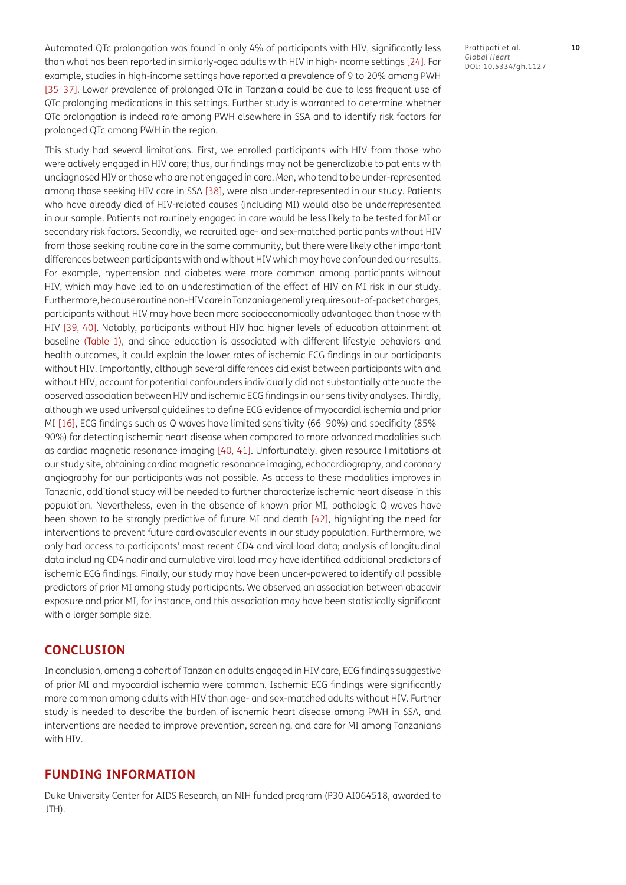Automated QTc prolongation was found in only 4% of participants with HIV, significantly less than what has been reported in similarly-aged adults with HIV in high-income settings [24]. For example, studies in high-income settings have reported a prevalence of 9 to 20% among PWH [35–37]. Lower prevalence of prolonged QTc in Tanzania could be due to less frequent use of QTc prolonging medications in this settings. Further study is warranted to determine whether QTc prolongation is indeed rare among PWH elsewhere in SSA and to identify risk factors for prolonged QTc among PWH in the region.

This study had several limitations. First, we enrolled participants with HIV from those who were actively engaged in HIV care; thus, our findings may not be generalizable to patients with undiagnosed HIV or those who are not engaged in care. Men, who tend to be under-represented among those seeking HIV care in SSA [38], were also under-represented in our study. Patients who have already died of HIV-related causes (including MI) would also be underrepresented in our sample. Patients not routinely engaged in care would be less likely to be tested for MI or secondary risk factors. Secondly, we recruited age- and sex-matched participants without HIV from those seeking routine care in the same community, but there were likely other important differences between participants with and without HIV which may have confounded our results. For example, hypertension and diabetes were more common among participants without HIV, which may have led to an underestimation of the effect of HIV on MI risk in our study. Furthermore, because routine non-HIV care in Tanzania generally requires out-of-pocket charges, participants without HIV may have been more socioeconomically advantaged than those with HIV [39, 40]. Notably, participants without HIV had higher levels of education attainment at baseline (Table 1), and since education is associated with different lifestyle behaviors and health outcomes, it could explain the lower rates of ischemic ECG findings in our participants without HIV. Importantly, although several differences did exist between participants with and without HIV, account for potential confounders individually did not substantially attenuate the observed association between HIV and ischemic ECG findings in our sensitivity analyses. Thirdly, although we used universal guidelines to define ECG evidence of myocardial ischemia and prior MI [16], ECG findings such as Q waves have limited sensitivity (66–90%) and specificity (85%–90%) for detecting ischemic heart disease when compared to more advanced modalities such as cardiac magnetic resonance imaging [40, 41]. Unfortunately, given resource limitations at our study site, obtaining cardiac magnetic resonance imaging, echocardiography, and coronary angiography for our participants was not possible. As access to these modalities improves in Tanzania, additional study will be needed to further characterize ischemic heart disease in this population. Nevertheless, even in the absence of known prior MI, pathologic Q waves have been shown to be strongly predictive of future MI and death [42], highlighting the need for interventions to prevent future cardiovascular events in our study population. Furthermore, we only had access to participants' most recent CD4 and viral load data; analysis of longitudinal data including CD4 nadir and cumulative viral load may have identified additional predictors of ischemic ECG findings. Finally, our study may have been under-powered to identify all possible predictors of prior MI among study participants. We observed an association between abacavir exposure and prior MI, for instance, and this association may have been statistically significant with a larger sample size.

## CONCLUSION

In conclusion, among a cohort of Tanzanian adults engaged in HIV care, ECG findings suggestive of prior MI and myocardial ischemia were common. Ischemic ECG findings were significantly more common among adults with HIV than age- and sex-matched adults without HIV. Further study is needed to describe the burden of ischemic heart disease among PWH in SSA, and interventions are needed to improve prevention, screening, and care for MI among Tanzanians with HIV.

## FUNDING INFORMATION

Duke University Center for AIDS Research, an NIH funded program (P30 AI064518, awarded to JTH).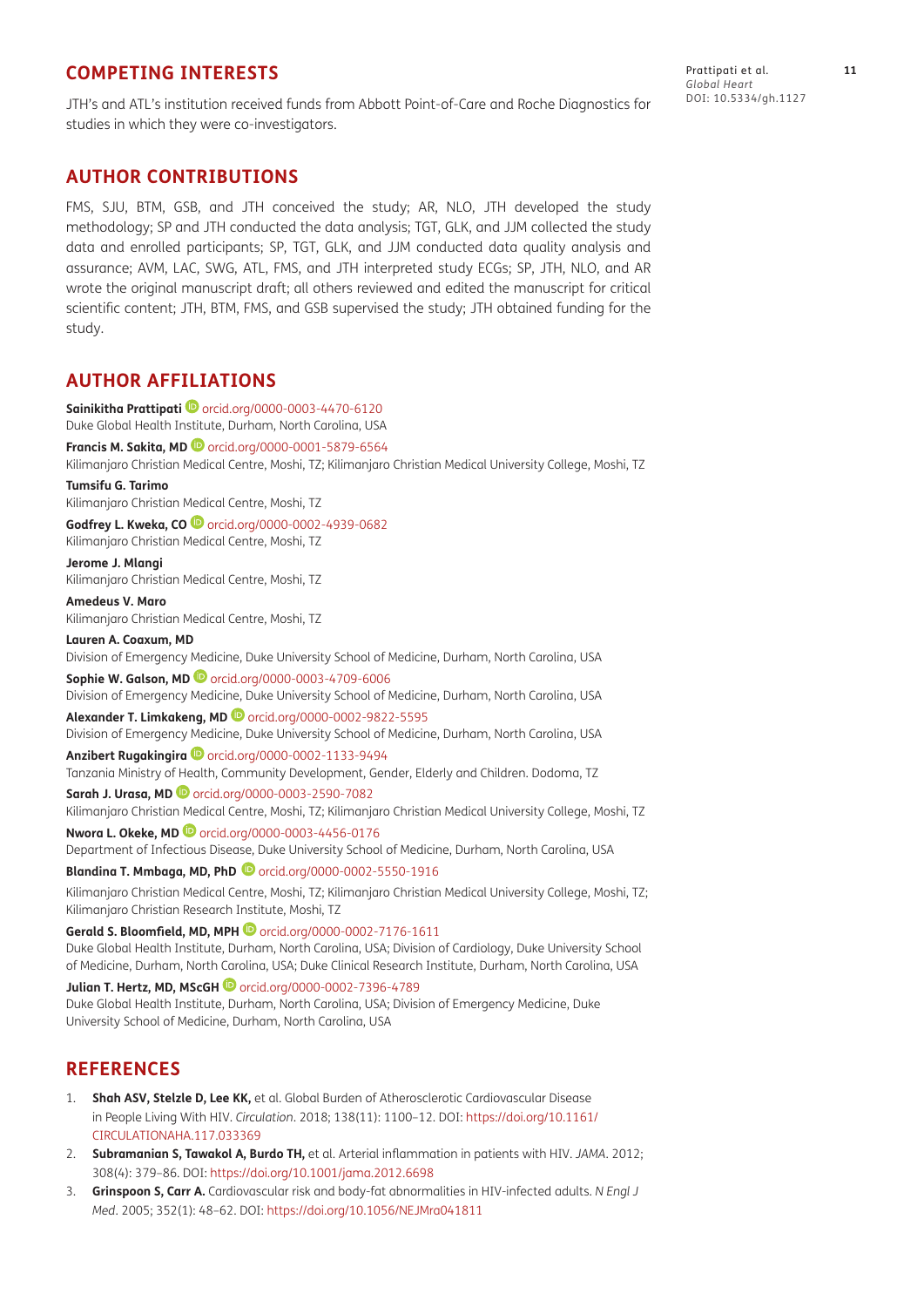## COMPETING INTERESTS

JTH's and ATL's institution received funds from Abbott Point-of-Care and Roche Diagnostics for studies in which they were co-investigators.

## AUTHOR CONTRIBUTIONS

FMS, SJU, BTM, GSB, and JTH conceived the study; AR, NLO, JTH developed the study methodology; SP and JTH conducted the data analysis; TGT, GLK, and JJM collected the study data and enrolled participants; SP, TGT, GLK, and JJM conducted data quality analysis and assurance; AVM, LAC, SWG, ATL, FMS, and JTH interpreted study ECGs; SP, JTH, NLO, and AR wrote the original manuscript draft; all others reviewed and edited the manuscript for critical scientific content; JTH, BTM, FMS, and GSB supervised the study; JTH obtained funding for the study.

## AUTHOR AFFILIATIONS

**Sainikitha Prattipati** orcid.org/0000-0003-4470-6120
Duke Global Health Institute, Durham, North Carolina, USA

**Francis M. Sakita, MD** orcid.org/0000-0001-5879-6564
Kilimanjaro Christian Medical Centre, Moshi, TZ; Kilimanjaro Christian Medical University College, Moshi, TZ

**Tumsifu G. Tarimo**
Kilimanjaro Christian Medical Centre, Moshi, TZ

**Godfrey L. Kweka, CO** orcid.org/0000-0002-4939-0682
Kilimanjaro Christian Medical Centre, Moshi, TZ

**Jerome J. Mlangi**
Kilimanjaro Christian Medical Centre, Moshi, TZ

**Amedeus V. Maro**
Kilimanjaro Christian Medical Centre, Moshi, TZ

**Lauren A. Coaxum, MD**
Division of Emergency Medicine, Duke University School of Medicine, Durham, North Carolina, USA

**Sophie W. Galson, MD** orcid.org/0000-0003-4709-6006
Division of Emergency Medicine, Duke University School of Medicine, Durham, North Carolina, USA

**Alexander T. Limkakeng, MD** orcid.org/0000-0002-9822-5595
Division of Emergency Medicine, Duke University School of Medicine, Durham, North Carolina, USA

**Anzibert Rugakingira** orcid.org/0000-0002-1133-9494
Tanzania Ministry of Health, Community Development, Gender, Elderly and Children. Dodoma, TZ

**Sarah J. Urasa, MD** orcid.org/0000-0003-2590-7082
Kilimanjaro Christian Medical Centre, Moshi, TZ; Kilimanjaro Christian Medical University College, Moshi, TZ

**Nwora L. Okeke, MD** orcid.org/0000-0003-4456-0176
Department of Infectious Disease, Duke University School of Medicine, Durham, North Carolina, USA

**Blandina T. Mmbaga, MD, PhD** orcid.org/0000-0002-5550-1916
Kilimanjaro Christian Medical Centre, Moshi, TZ; Kilimanjaro Christian Medical University College, Moshi, TZ; Kilimanjaro Christian Research Institute, Moshi, TZ

**Gerald S. Bloomfield, MD, MPH** orcid.org/0000-0002-7176-1611
Duke Global Health Institute, Durham, North Carolina, USA; Division of Cardiology, Duke University School of Medicine, Durham, North Carolina, USA; Duke Clinical Research Institute, Durham, North Carolina, USA

**Julian T. Hertz, MD, MScGH** orcid.org/0000-0002-7396-4789
Duke Global Health Institute, Durham, North Carolina, USA; Division of Emergency Medicine, Duke University School of Medicine, Durham, North Carolina, USA

## REFERENCES

1. **Shah ASV, Stelzle D, Lee KK,** et al. Global Burden of Atherosclerotic Cardiovascular Disease in People Living With HIV. *Circulation*. 2018; 138(11): 1100–12. DOI: https://doi.org/10.1161/CIRCULATIONAHA.117.033369
2. **Subramanian S, Tawakol A, Burdo TH,** et al. Arterial inflammation in patients with HIV. *JAMA*. 2012; 308(4): 379–86. DOI: https://doi.org/10.1001/jama.2012.6698
3. **Grinspoon S, Carr A.** Cardiovascular risk and body-fat abnormalities in HIV-infected adults. *N Engl J Med*. 2005; 352(1): 48–62. DOI: https://doi.org/10.1056/NEJMra041811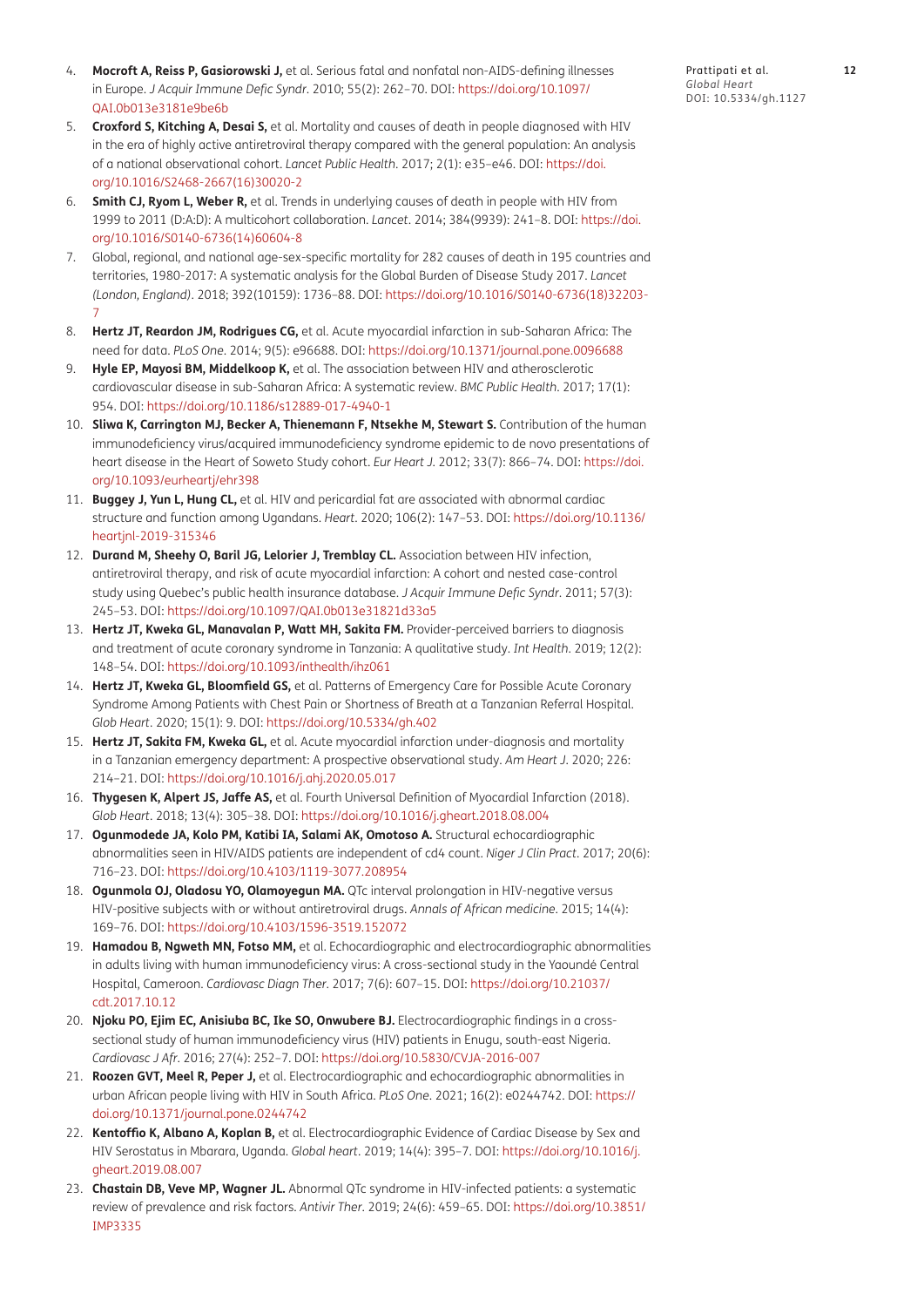4. **Mocroft A, Reiss P, Gasiorowski J,** et al. Serious fatal and nonfatal non-AIDS-defining illnesses in Europe. *J Acquir Immune Defic Syndr*. 2010; 55(2): 262–70. DOI: https://doi.org/10.1097/QAI.0b013e3181e9be6b
5. **Croxford S, Kitching A, Desai S,** et al. Mortality and causes of death in people diagnosed with HIV in the era of highly active antiretroviral therapy compared with the general population: An analysis of a national observational cohort. *Lancet Public Health*. 2017; 2(1): e35–e46. DOI: https://doi.org/10.1016/S2468-2667(16)30020-2
6. **Smith CJ, Ryom L, Weber R,** et al. Trends in underlying causes of death in people with HIV from 1999 to 2011 (D:A:D): A multicohort collaboration. *Lancet*. 2014; 384(9939): 241–8. DOI: https://doi.org/10.1016/S0140-6736(14)60604-8
7. Global, regional, and national age-sex-specific mortality for 282 causes of death in 195 countries and territories, 1980-2017: A systematic analysis for the Global Burden of Disease Study 2017. *Lancet (London, England)*. 2018; 392(10159): 1736–88. DOI: https://doi.org/10.1016/S0140-6736(18)32203-7
8. **Hertz JT, Reardon JM, Rodrigues CG,** et al. Acute myocardial infarction in sub-Saharan Africa: The need for data. *PLoS One*. 2014; 9(5): e96688. DOI: https://doi.org/10.1371/journal.pone.0096688
9. **Hyle EP, Mayosi BM, Middelkoop K,** et al. The association between HIV and atherosclerotic cardiovascular disease in sub-Saharan Africa: A systematic review. *BMC Public Health*. 2017; 17(1): 954. DOI: https://doi.org/10.1186/s12889-017-4940-1
10. **Sliwa K, Carrington MJ, Becker A, Thienemann F, Ntsekhe M, Stewart S.** Contribution of the human immunodeficiency virus/acquired immunodeficiency syndrome epidemic to de novo presentations of heart disease in the Heart of Soweto Study cohort. *Eur Heart J*. 2012; 33(7): 866–74. DOI: https://doi.org/10.1093/eurheartj/ehr398
11. **Buggey J, Yun L, Hung CL,** et al. HIV and pericardial fat are associated with abnormal cardiac structure and function among Ugandans. *Heart*. 2020; 106(2): 147–53. DOI: https://doi.org/10.1136/heartjnl-2019-315346
12. **Durand M, Sheehy O, Baril JG, Lelorier J, Tremblay CL.** Association between HIV infection, antiretroviral therapy, and risk of acute myocardial infarction: A cohort and nested case-control study using Quebec's public health insurance database. *J Acquir Immune Defic Syndr*. 2011; 57(3): 245–53. DOI: https://doi.org/10.1097/QAI.0b013e31821d33a5
13. **Hertz JT, Kweka GL, Manavalan P, Watt MH, Sakita FM.** Provider-perceived barriers to diagnosis and treatment of acute coronary syndrome in Tanzania: A qualitative study. *Int Health*. 2019; 12(2): 148–54. DOI: https://doi.org/10.1093/inthealth/ihz061
14. **Hertz JT, Kweka GL, Bloomfield GS,** et al. Patterns of Emergency Care for Possible Acute Coronary Syndrome Among Patients with Chest Pain or Shortness of Breath at a Tanzanian Referral Hospital. *Glob Heart*. 2020; 15(1): 9. DOI: https://doi.org/10.5334/gh.402
15. **Hertz JT, Sakita FM, Kweka GL,** et al. Acute myocardial infarction under-diagnosis and mortality in a Tanzanian emergency department: A prospective observational study. *Am Heart J*. 2020; 226: 214–21. DOI: https://doi.org/10.1016/j.ahj.2020.05.017
16. **Thygesen K, Alpert JS, Jaffe AS,** et al. Fourth Universal Definition of Myocardial Infarction (2018). *Glob Heart*. 2018; 13(4): 305–38. DOI: https://doi.org/10.1016/j.gheart.2018.08.004
17. **Ogunmodede JA, Kolo PM, Katibi IA, Salami AK, Omotoso A.** Structural echocardiographic abnormalities seen in HIV/AIDS patients are independent of cd4 count. *Niger J Clin Pract*. 2017; 20(6): 716–23. DOI: https://doi.org/10.4103/1119-3077.208954
18. **Ogunmola OJ, Oladosu YO, Olamoyegun MA.** QTc interval prolongation in HIV-negative versus HIV-positive subjects with or without antiretroviral drugs. *Annals of African medicine*. 2015; 14(4): 169–76. DOI: https://doi.org/10.4103/1596-3519.152072
19. **Hamadou B, Ngweth MN, Fotso MM,** et al. Echocardiographic and electrocardiographic abnormalities in adults living with human immunodeficiency virus: A cross-sectional study in the Yaoundé Central Hospital, Cameroon. *Cardiovasc Diagn Ther*. 2017; 7(6): 607–15. DOI: https://doi.org/10.21037/cdt.2017.10.12
20. **Njoku PO, Ejim EC, Anisiuba BC, Ike SO, Onwubere BJ.** Electrocardiographic findings in a cross-sectional study of human immunodeficiency virus (HIV) patients in Enugu, south-east Nigeria. *Cardiovasc J Afr*. 2016; 27(4): 252–7. DOI: https://doi.org/10.5830/CVJA-2016-007
21. **Roozen GVT, Meel R, Peper J,** et al. Electrocardiographic and echocardiographic abnormalities in urban African people living with HIV in South Africa. *PLoS One*. 2021; 16(2): e0244742. DOI: https://doi.org/10.1371/journal.pone.0244742
22. **Kentoffio K, Albano A, Koplan B,** et al. Electrocardiographic Evidence of Cardiac Disease by Sex and HIV Serostatus in Mbarara, Uganda. *Global heart*. 2019; 14(4): 395–7. DOI: https://doi.org/10.1016/j.gheart.2019.08.007
23. **Chastain DB, Veve MP, Wagner JL.** Abnormal QTc syndrome in HIV-infected patients: a systematic review of prevalence and risk factors. *Antivir Ther*. 2019; 24(6): 459–65. DOI: https://doi.org/10.3851/IMP3335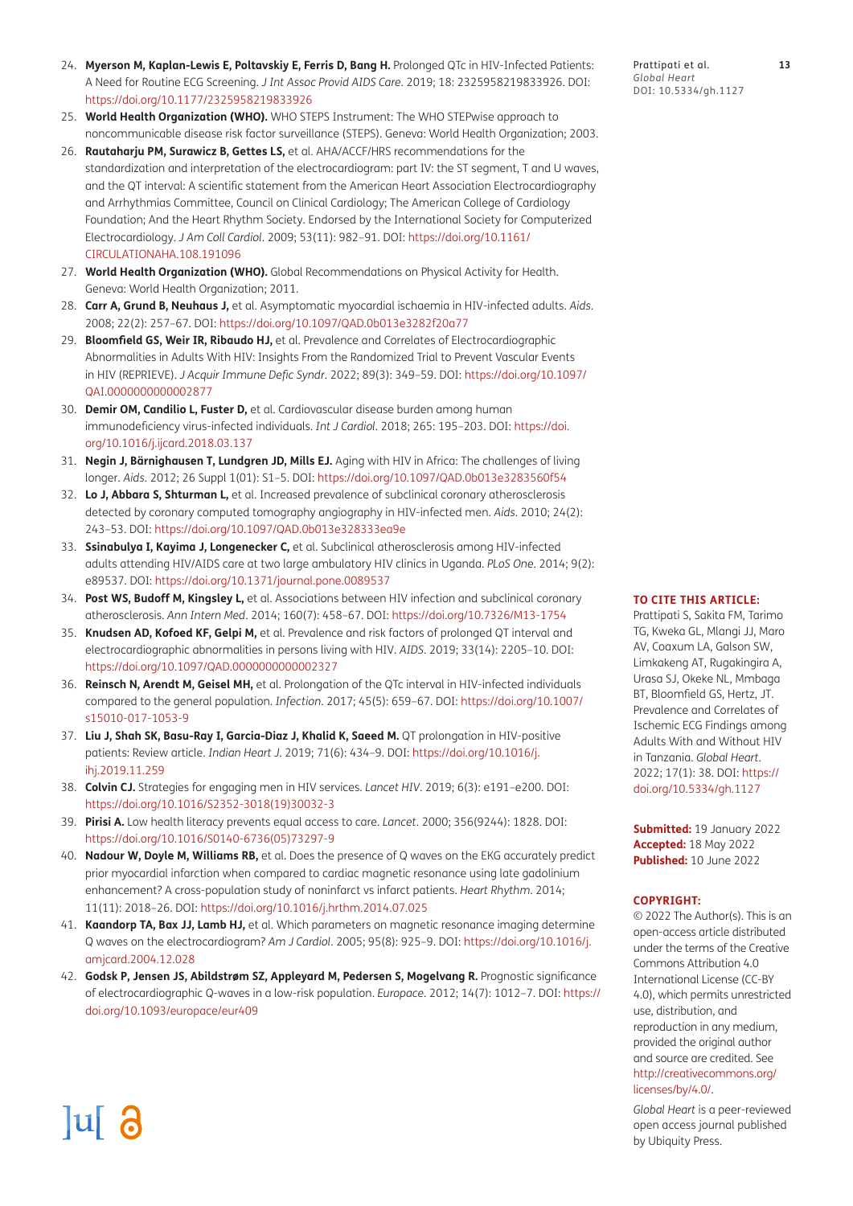24. **Myerson M, Kaplan-Lewis E, Poltavskiy E, Ferris D, Bang H.** Prolonged QTc in HIV-Infected Patients: A Need for Routine ECG Screening. *J Int Assoc Provid AIDS Care*. 2019; 18: 2325958219833926. DOI: https://doi.org/10.1177/2325958219833926
25. **World Health Organization (WHO).** WHO STEPS Instrument: The WHO STEPwise approach to noncommunicable disease risk factor surveillance (STEPS). Geneva: World Health Organization; 2003.
26. **Rautaharju PM, Surawicz B, Gettes LS,** et al. AHA/ACCF/HRS recommendations for the standardization and interpretation of the electrocardiogram: part IV: the ST segment, T and U waves, and the QT interval: A scientific statement from the American Heart Association Electrocardiography and Arrhythmias Committee, Council on Clinical Cardiology; The American College of Cardiology Foundation; And the Heart Rhythm Society. Endorsed by the International Society for Computerized Electrocardiology. *J Am Coll Cardiol*. 2009; 53(11): 982–91. DOI: https://doi.org/10.1161/CIRCULATIONAHA.108.191096
27. **World Health Organization (WHO).** Global Recommendations on Physical Activity for Health. Geneva: World Health Organization; 2011.
28. **Carr A, Grund B, Neuhaus J,** et al. Asymptomatic myocardial ischaemia in HIV-infected adults. *Aids*. 2008; 22(2): 257–67. DOI: https://doi.org/10.1097/QAD.0b013e3282f20a77
29. **Bloomfield GS, Weir IR, Ribaudo HJ,** et al. Prevalence and Correlates of Electrocardiographic Abnormalities in Adults With HIV: Insights From the Randomized Trial to Prevent Vascular Events in HIV (REPRIEVE). *J Acquir Immune Defic Syndr*. 2022; 89(3): 349–59. DOI: https://doi.org/10.1097/QAI.0000000000002877
30. **Demir OM, Candilio L, Fuster D,** et al. Cardiovascular disease burden among human immunodeficiency virus-infected individuals. *Int J Cardiol*. 2018; 265: 195–203. DOI: https://doi.org/10.1016/j.ijcard.2018.03.137
31. **Negin J, Bärnighausen T, Lundgren JD, Mills EJ.** Aging with HIV in Africa: The challenges of living longer. *Aids*. 2012; 26 Suppl 1(01): S1–5. DOI: https://doi.org/10.1097/QAD.0b013e3283560f54
32. **Lo J, Abbara S, Shturman L,** et al. Increased prevalence of subclinical coronary atherosclerosis detected by coronary computed tomography angiography in HIV-infected men. *Aids*. 2010; 24(2): 243–53. DOI: https://doi.org/10.1097/QAD.0b013e328333ea9e
33. **Ssinabulya I, Kayima J, Longenecker C,** et al. Subclinical atherosclerosis among HIV-infected adults attending HIV/AIDS care at two large ambulatory HIV clinics in Uganda. *PLoS One*. 2014; 9(2): e89537. DOI: https://doi.org/10.1371/journal.pone.0089537
34. **Post WS, Budoff M, Kingsley L,** et al. Associations between HIV infection and subclinical coronary atherosclerosis. *Ann Intern Med*. 2014; 160(7): 458–67. DOI: https://doi.org/10.7326/M13-1754
35. **Knudsen AD, Kofoed KF, Gelpi M,** et al. Prevalence and risk factors of prolonged QT interval and electrocardiographic abnormalities in persons living with HIV. *AIDS*. 2019; 33(14): 2205–10. DOI: https://doi.org/10.1097/QAD.0000000000002327
36. **Reinsch N, Arendt M, Geisel MH,** et al. Prolongation of the QTc interval in HIV-infected individuals compared to the general population. *Infection*. 2017; 45(5): 659–67. DOI: https://doi.org/10.1007/s15010-017-1053-9
37. **Liu J, Shah SK, Basu-Ray I, Garcia-Diaz J, Khalid K, Saeed M.** QT prolongation in HIV-positive patients: Review article. *Indian Heart J*. 2019; 71(6): 434–9. DOI: https://doi.org/10.1016/j.ihj.2019.11.259
38. **Colvin CJ.** Strategies for engaging men in HIV services. *Lancet HIV*. 2019; 6(3): e191–e200. DOI: https://doi.org/10.1016/S2352-3018(19)30032-3
39. **Pirisi A.** Low health literacy prevents equal access to care. *Lancet*. 2000; 356(9244): 1828. DOI: https://doi.org/10.1016/S0140-6736(05)73297-9
40. **Nadour W, Doyle M, Williams RB,** et al. Does the presence of Q waves on the EKG accurately predict prior myocardial infarction when compared to cardiac magnetic resonance using late gadolinium enhancement? A cross-population study of noninfarct vs infarct patients. *Heart Rhythm*. 2014; 11(11): 2018–26. DOI: https://doi.org/10.1016/j.hrthm.2014.07.025
41. **Kaandorp TA, Bax JJ, Lamb HJ,** et al. Which parameters on magnetic resonance imaging determine Q waves on the electrocardiogram? *Am J Cardiol*. 2005; 95(8): 925–9. DOI: https://doi.org/10.1016/j.amjcard.2004.12.028
42. **Godsk P, Jensen JS, Abildstrøm SZ, Appleyard M, Pedersen S, Mogelvang R.** Prognostic significance of electrocardiographic Q-waves in a low-risk population. *Europace*. 2012; 14(7): 1012–7. DOI: https://doi.org/10.1093/europace/eur409

**TO CITE THIS ARTICLE:**

Prattipati S, Sakita FM, Tarimo TG, Kweka GL, Mlangi JJ, Maro AV, Coaxum LA, Galson SW, Limkakeng AT, Rugakingira A, Urasa SJ, Okeke NL, Mmbaga BT, Bloomfield GS, Hertz, JT. Prevalence and Correlates of Ischemic ECG Findings among Adults With and Without HIV in Tanzania. *Global Heart*. 2022; 17(1): 38. DOI: https://doi.org/10.5334/gh.1127

**Submitted:** 19 January 2022
**Accepted:** 18 May 2022
**Published:** 10 June 2022

**COPYRIGHT:**

© 2022 The Author(s). This is an open-access article distributed under the terms of the Creative Commons Attribution 4.0 International License (CC-BY 4.0), which permits unrestricted use, distribution, and reproduction in any medium, provided the original author and source are credited. See http://creativecommons.org/licenses/by/4.0/.

*Global Heart* is a peer-reviewed open access journal published by Ubiquity Press.